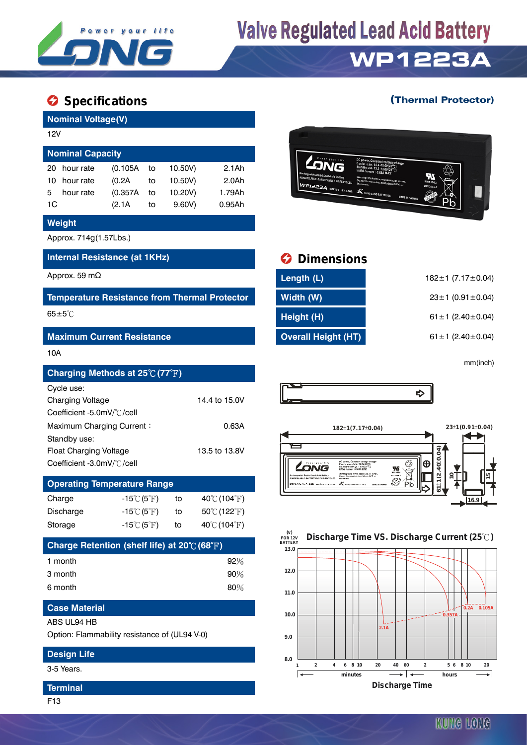# Valve Regulated Lead Acid Battery

# WP1223A

## Specifications

(Thermal Protector)

### Nominal Voltage(V)

12V

### Nominal Capacity

| | | | | |
|---|---|---|---|---|
| 20 hour rate | (0.105A | to | 10.50V) | 2.1Ah |
| 10 hour rate | (0.2A | to | 10.50V) | 2.0Ah |
| 5 hour rate | (0.357A | to | 10.20V) | 1.79Ah |
| 1C | (2.1A | to | 9.60V) | 0.95Ah |

### Weight

Approx. 714g(1.57Lbs.)

### Internal Resistance (at 1KHz)

Approx. 59 mΩ

### Temperature Resistance from Thermal Protector

65±5℃

### Maximum Current Resistance

10A

### Charging Methods at 25℃(77℉)

Cycle use:

| | |
|---|---|
| Charging Voltage | 14.4 to 15.0V |
| Coefficient -5.0mV/℃/cell | |
| Maximum Charging Current： | 0.63A |

Standby use:

| | |
|---|---|
| Float Charging Voltage | 13.5 to 13.8V |
| Coefficient -3.0mV/℃/cell | |

### Operating Temperature Range

| | | | |
|---|---|---|---|
| Charge | -15℃(5℉) | to | 40℃(104℉) |
| Discharge | -15℃(5℉) | to | 50℃(122℉) |
| Storage | -15℃(5℉) | to | 40℃(104℉) |

### Charge Retention (shelf life) at 20℃(68℉)

| | |
|---|---|
| 1 month | 92% |
| 3 month | 90% |
| 6 month | 80% |

### Case Material

ABS UL94 HB

Option: Flammability resistance of (UL94 V-0)

### Design Life

3-5 Years.

### Terminal

F13

## Dimensions

| | |
|---|---|
| Length (L) | 182±1 (7.17±0.04) |
| Width (W) | 23±1 (0.91±0.04) |
| Height (H) | 61±1 (2.40±0.04) |
| Overall Height (HT) | 61±1 (2.40±0.04) |

mm(inch)

### Discharge Time VS. Discharge Current (25℃)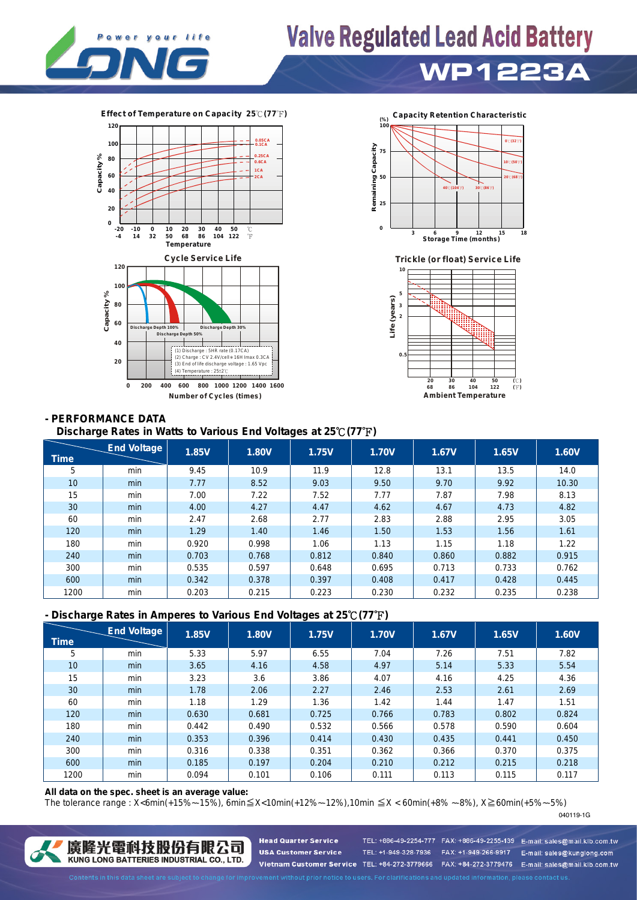# Valve Regulated Lead Acid Battery

## WP1223A

Power your life

LONG

**Effect of Temperature on Capacity 25℃(77℉)**

Capacity %

120
100
80
60
40
20
0

-20 -10 0 10 20 30 40 50 ℃
-4 14 32 50 68 86 104 122 ℉

Temperature

0.05CA
0.1CA
0.25CA
0.6CA
1CA
2CA

**Capacity Retention Characteristic**

(%)
100
75
50
25
0

Remaining Capacity

3 6 9 12 15 18

Storage Time (months)

0℃(32℉)
10℃(50℉)
20℃(68℉)
40℃(104℉)
30℃(86℉)

**Cycle Service Life**

Capacity %

120
100
80
60
40
20

0 200 400 600 800 1000 1200 1400 1600

Number of Cycles (times)

Discharge Depth 100%
Discharge Depth 30%
Discharge Depth 50%

(1) Discharge : 5HR rate (0.17CA)
(2) Charge : CV 2.4V/cell※16H Imax 0.3CA
(3) End of life discharge voltage : 1.65 Vpc
(4) Temperature : 25±2℃

**Trickle (or float) Service Life**

Life (years)

10
5
3
2
0.5

20 30 40 50 (℃)
68 86 104 122 (℉)

Ambient Temperature

## - PERFORMANCE DATA

**Discharge Rates in Watts to Various End Voltages at 25℃(77℉)**

| Time | | 1.85V | 1.80V | 1.75V | 1.70V | 1.67V | 1.65V | 1.60V |
|---|---|---|---|---|---|---|---|---|
| 5 | min | 9.45 | 10.9 | 11.9 | 12.8 | 13.1 | 13.5 | 14.0 |
| 10 | min | 7.77 | 8.52 | 9.03 | 9.50 | 9.70 | 9.92 | 10.30 |
| 15 | min | 7.00 | 7.22 | 7.52 | 7.77 | 7.87 | 7.98 | 8.13 |
| 30 | min | 4.00 | 4.27 | 4.47 | 4.62 | 4.67 | 4.73 | 4.82 |
| 60 | min | 2.47 | 2.68 | 2.77 | 2.83 | 2.88 | 2.95 | 3.05 |
| 120 | min | 1.29 | 1.40 | 1.46 | 1.50 | 1.53 | 1.56 | 1.61 |
| 180 | min | 0.920 | 0.998 | 1.06 | 1.13 | 1.15 | 1.18 | 1.22 |
| 240 | min | 0.703 | 0.768 | 0.812 | 0.840 | 0.860 | 0.882 | 0.915 |
| 300 | min | 0.535 | 0.597 | 0.648 | 0.695 | 0.713 | 0.733 | 0.762 |
| 600 | min | 0.342 | 0.378 | 0.397 | 0.408 | 0.417 | 0.428 | 0.445 |
| 1200 | min | 0.203 | 0.215 | 0.223 | 0.230 | 0.232 | 0.235 | 0.238 |

**- Discharge Rates in Amperes to Various End Voltages at 25℃(77℉)**

| Time | | 1.85V | 1.80V | 1.75V | 1.70V | 1.67V | 1.65V | 1.60V |
|---|---|---|---|---|---|---|---|---|
| 5 | min | 5.33 | 5.97 | 6.55 | 7.04 | 7.26 | 7.51 | 7.82 |
| 10 | min | 3.65 | 4.16 | 4.58 | 4.97 | 5.14 | 5.33 | 5.54 |
| 15 | min | 3.23 | 3.6 | 3.86 | 4.07 | 4.16 | 4.25 | 4.36 |
| 30 | min | 1.78 | 2.06 | 2.27 | 2.46 | 2.53 | 2.61 | 2.69 |
| 60 | min | 1.18 | 1.29 | 1.36 | 1.42 | 1.44 | 1.47 | 1.51 |
| 120 | min | 0.630 | 0.681 | 0.725 | 0.766 | 0.783 | 0.802 | 0.824 |
| 180 | min | 0.442 | 0.490 | 0.532 | 0.566 | 0.578 | 0.590 | 0.604 |
| 240 | min | 0.353 | 0.396 | 0.414 | 0.430 | 0.435 | 0.441 | 0.450 |
| 300 | min | 0.316 | 0.338 | 0.351 | 0.362 | 0.366 | 0.370 | 0.375 |
| 600 | min | 0.185 | 0.197 | 0.204 | 0.210 | 0.212 | 0.215 | 0.218 |
| 1200 | min | 0.094 | 0.101 | 0.106 | 0.111 | 0.113 | 0.115 | 0.117 |

**All data on the spec. sheet is an average value:**

The tolerance range : X<6min(+15%~15%), 6min≦X<10min(+12%~12%),10min ≦X < 60min(+8% ~8%), X≧60min(+5%~5%)

040119-1G

廣隆光電科技股份有限公司
KUNG LONG BATTERIES INDUSTRIAL CO., LTD.

| | | | |
|---|---|---|---|
| Head Quarter Service | TEL: +886-49-2254-777 | FAX: +886-49-2255-139 | E-mail: sales@mail.klb.com.tw |
| USA Customer Service | TEL: +1-949-328-7936 | FAX: +1-949-266-8917 | E-mail: sales@kunglong.com |
| Vietnam Customer Service | TEL: +84-272-3779666 | FAX: +84-272-3779476 | E-mail: sales@mail.klb.com.tw |

Contents in this data sheet are subject to change for improvement without prior notice to users. For clarifications and updated information, please contact us.